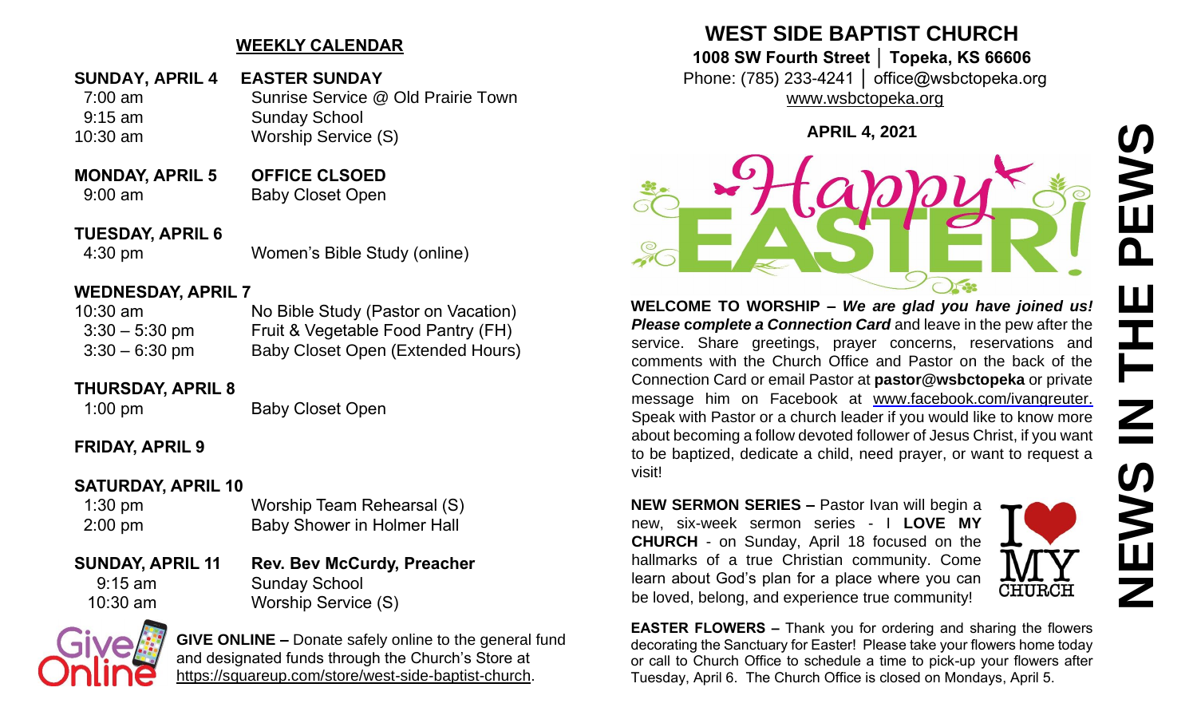## WEEKLY CALENDAR

**SUNDAY, APRIL 4** — **EASTER SUNDAY**

| | |
|---|---|
| 7:00 am | Sunrise Service @ Old Prairie Town |
| 9:15 am | Sunday School |
| 10:30 am | Worship Service (S) |

**MONDAY, APRIL 5** — **OFFICE CLSOED**

| | |
|---|---|
| 9:00 am | Baby Closet Open |

**TUESDAY, APRIL 6**

| | |
|---|---|
| 4:30 pm | Women's Bible Study (online) |

**WEDNESDAY, APRIL 7**

| | |
|---|---|
| 10:30 am | No Bible Study (Pastor on Vacation) |
| 3:30 – 5:30 pm | Fruit & Vegetable Food Pantry (FH) |
| 3:30 – 6:30 pm | Baby Closet Open (Extended Hours) |

**THURSDAY, APRIL 8**

| | |
|---|---|
| 1:00 pm | Baby Closet Open |

**FRIDAY, APRIL 9**

**SATURDAY, APRIL 10**

| | |
|---|---|
| 1:30 pm | Worship Team Rehearsal (S) |
| 2:00 pm | Baby Shower in Holmer Hall |

**SUNDAY, APRIL 11** — **Rev. Bev McCurdy, Preacher**

| | |
|---|---|
| 9:15 am | Sunday School |
| 10:30 am | Worship Service (S) |

**GIVE ONLINE –** Donate safely online to the general fund and designated funds through the Church's Store at https://squareup.com/store/west-side-baptist-church.

# WEST SIDE BAPTIST CHURCH

**1008 SW Fourth Street │ Topeka, KS 66606**
Phone: (785) 233-4241 │ office@wsbctopeka.org
www.wsbctopeka.org

**APRIL 4, 2021**

Happy EASTER!

# NEWS IN THE PEWS

**WELCOME TO WORSHIP –** ***We are glad you have joined us! Please*** **complete a** ***Connection Card*** and leave in the pew after the service. Share greetings, prayer concerns, reservations and comments with the Church Office and Pastor on the back of the Connection Card or email Pastor at **pastor@wsbctopeka** or private message him on Facebook at www.facebook.com/ivangreuter. Speak with Pastor or a church leader if you would like to know more about becoming a follow devoted follower of Jesus Christ, if you want to be baptized, dedicate a child, need prayer, or want to request a visit!

**NEW SERMON SERIES –** Pastor Ivan will begin a new, six-week sermon series - I **LOVE MY CHURCH** - on Sunday, April 18 focused on the hallmarks of a true Christian community. Come learn about God's plan for a place where you can be loved, belong, and experience true community!

**EASTER FLOWERS –** Thank you for ordering and sharing the flowers decorating the Sanctuary for Easter! Please take your flowers home today or call to Church Office to schedule a time to pick-up your flowers after Tuesday, April 6. The Church Office is closed on Mondays, April 5.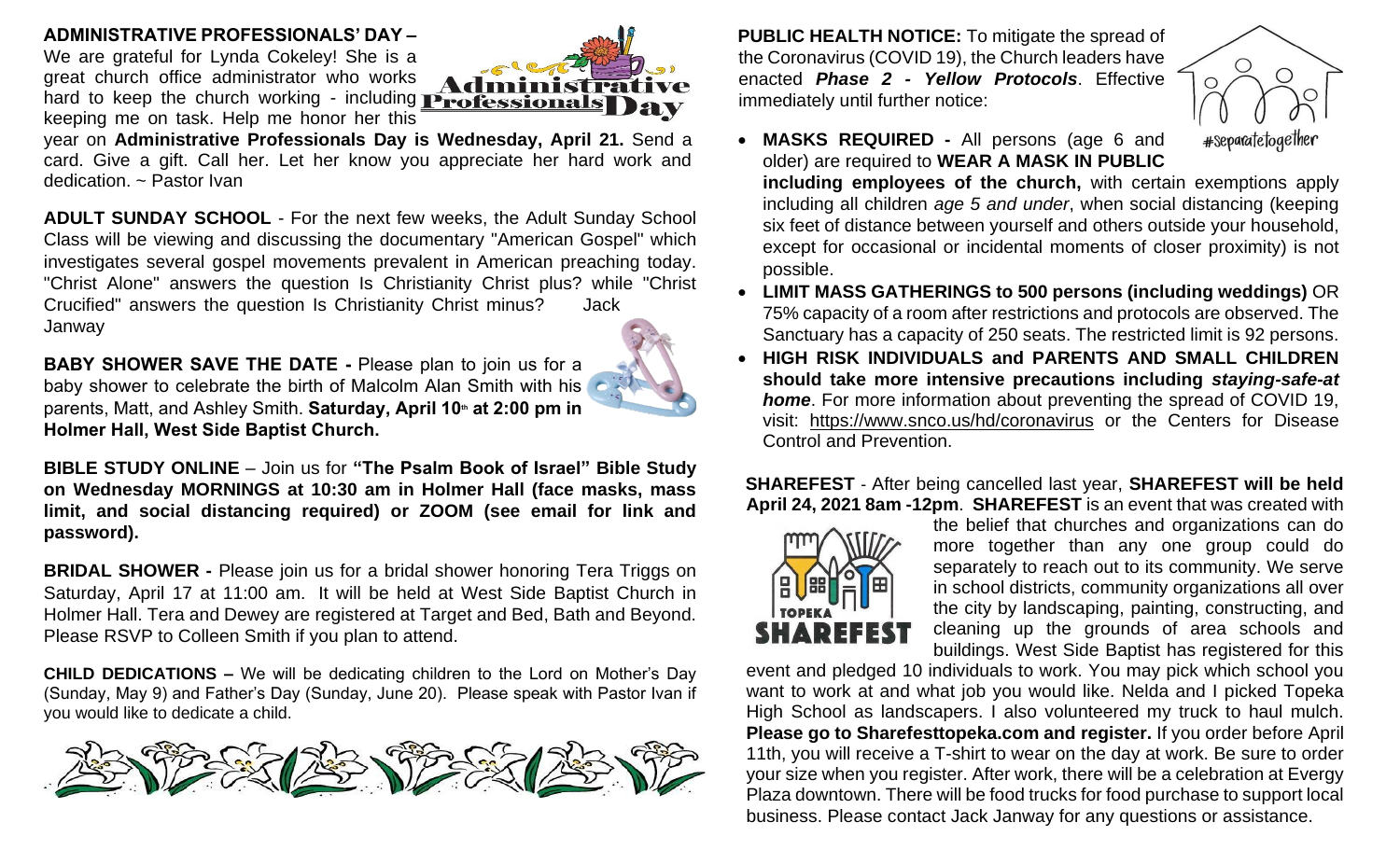**ADMINISTRATIVE PROFESSIONALS' DAY –** We are grateful for Lynda Cokeley! She is a great church office administrator who works hard to keep the church working - including keeping me on task. Help me honor her this year on **Administrative Professionals Day is Wednesday, April 21.** Send a card. Give a gift. Call her. Let her know you appreciate her hard work and dedication. ~ Pastor Ivan

**ADULT SUNDAY SCHOOL** - For the next few weeks, the Adult Sunday School Class will be viewing and discussing the documentary "American Gospel" which investigates several gospel movements prevalent in American preaching today. "Christ Alone" answers the question Is Christianity Christ plus? while "Christ Crucified" answers the question Is Christianity Christ minus? Jack Janway

**BABY SHOWER SAVE THE DATE -** Please plan to join us for a baby shower to celebrate the birth of Malcolm Alan Smith with his parents, Matt, and Ashley Smith. **Saturday, April 10th at 2:00 pm in Holmer Hall, West Side Baptist Church.**

**BIBLE STUDY ONLINE** – Join us for **"The Psalm Book of Israel" Bible Study on Wednesday MORNINGS at 10:30 am in Holmer Hall (face masks, mass limit, and social distancing required) or ZOOM (see email for link and password).**

**BRIDAL SHOWER -** Please join us for a bridal shower honoring Tera Triggs on Saturday, April 17 at 11:00 am. It will be held at West Side Baptist Church in Holmer Hall. Tera and Dewey are registered at Target and Bed, Bath and Beyond. Please RSVP to Colleen Smith if you plan to attend.

**CHILD DEDICATIONS –** We will be dedicating children to the Lord on Mother's Day (Sunday, May 9) and Father's Day (Sunday, June 20). Please speak with Pastor Ivan if you would like to dedicate a child.

**PUBLIC HEALTH NOTICE:** To mitigate the spread of the Coronavirus (COVID 19), the Church leaders have enacted ***Phase 2 - Yellow Protocols***. Effective immediately until further notice:

- **MASKS REQUIRED -** All persons (age 6 and older) are required to **WEAR A MASK IN PUBLIC including employees of the church,** with certain exemptions apply including all children *age 5 and under*, when social distancing (keeping six feet of distance between yourself and others outside your household, except for occasional or incidental moments of closer proximity) is not possible.
- **LIMIT MASS GATHERINGS to 500 persons (including weddings)** OR 75% capacity of a room after restrictions and protocols are observed. The Sanctuary has a capacity of 250 seats. The restricted limit is 92 persons.
- **HIGH RISK INDIVIDUALS and PARENTS AND SMALL CHILDREN should take more intensive precautions including *staying-safe-at home***. For more information about preventing the spread of COVID 19, visit: https://www.snco.us/hd/coronavirus or the Centers for Disease Control and Prevention.

**SHAREFEST** - After being cancelled last year, **SHAREFEST will be held April 24, 2021 8am -12pm**. **SHAREFEST** is an event that was created with the belief that churches and organizations can do more together than any one group could do separately to reach out to its community. We serve in school districts, community organizations all over the city by landscaping, painting, constructing, and cleaning up the grounds of area schools and buildings. West Side Baptist has registered for this event and pledged 10 individuals to work. You may pick which school you want to work at and what job you would like. Nelda and I picked Topeka High School as landscapers. I also volunteered my truck to haul mulch. **Please go to Sharefesttopeka.com and register.** If you order before April 11th, you will receive a T-shirt to wear on the day at work. Be sure to order your size when you register. After work, there will be a celebration at Evergy Plaza downtown. There will be food trucks for food purchase to support local business. Please contact Jack Janway for any questions or assistance.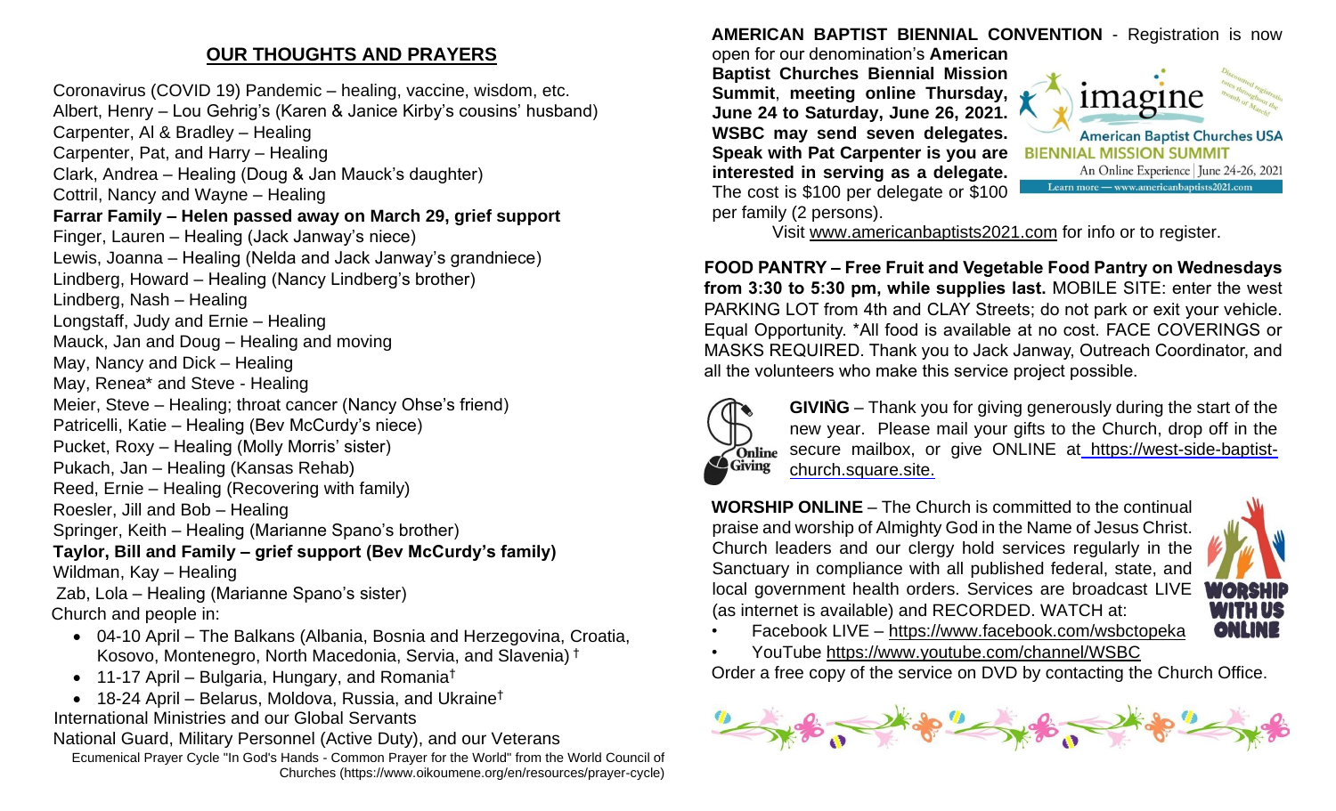## OUR THOUGHTS AND PRAYERS

Coronavirus (COVID 19) Pandemic – healing, vaccine, wisdom, etc.
Albert, Henry – Lou Gehrig's (Karen & Janice Kirby's cousins' husband)
Carpenter, Al & Bradley – Healing
Carpenter, Pat, and Harry – Healing
Clark, Andrea – Healing (Doug & Jan Mauck's daughter)
Cottril, Nancy and Wayne – Healing
**Farrar Family – Helen passed away on March 29, grief support**
Finger, Lauren – Healing (Jack Janway's niece)
Lewis, Joanna – Healing (Nelda and Jack Janway's grandniece)
Lindberg, Howard – Healing (Nancy Lindberg's brother)
Lindberg, Nash – Healing
Longstaff, Judy and Ernie – Healing
Mauck, Jan and Doug – Healing and moving
May, Nancy and Dick – Healing
May, Renea* and Steve - Healing
Meier, Steve – Healing; throat cancer (Nancy Ohse's friend)
Patricelli, Katie – Healing (Bev McCurdy's niece)
Pucket, Roxy – Healing (Molly Morris' sister)
Pukach, Jan – Healing (Kansas Rehab)
Reed, Ernie – Healing (Recovering with family)
Roesler, Jill and Bob – Healing
Springer, Keith – Healing (Marianne Spano's brother)
**Taylor, Bill and Family – grief support (Bev McCurdy's family)**
Wildman, Kay – Healing
Zab, Lola – Healing (Marianne Spano's sister)
Church and people in:

- 04-10 April – The Balkans (Albania, Bosnia and Herzegovina, Croatia, Kosovo, Montenegro, North Macedonia, Servia, and Slavenia) †
- 11-17 April – Bulgaria, Hungary, and Romania†
- 18-24 April – Belarus, Moldova, Russia, and Ukraine†

International Ministries and our Global Servants
National Guard, Military Personnel (Active Duty), and our Veterans

Ecumenical Prayer Cycle "In God's Hands - Common Prayer for the World" from the World Council of Churches (https://www.oikoumene.org/en/resources/prayer-cycle)

**AMERICAN BAPTIST BIENNIAL CONVENTION** - Registration is now open for our denomination's **American Baptist Churches Biennial Mission Summit**, **meeting online Thursday, June 24 to Saturday, June 26, 2021. WSBC may send seven delegates. Speak with Pat Carpenter is you are interested in serving as a delegate.** The cost is $100 per delegate or $100 per family (2 persons).

imagine
American Baptist Churches USA
BIENNIAL MISSION SUMMIT
An Online Experience | June 24-26, 2021
Learn more — www.americanbaptists2021.com

Visit www.americanbaptists2021.com for info or to register.

**FOOD PANTRY – Free Fruit and Vegetable Food Pantry on Wednesdays from 3:30 to 5:30 pm, while supplies last.** MOBILE SITE: enter the west PARKING LOT from 4th and CLAY Streets; do not park or exit your vehicle. Equal Opportunity. *All food is available at no cost. FACE COVERINGS or MASKS REQUIRED. Thank you to Jack Janway, Outreach Coordinator, and all the volunteers who make this service project possible.

**GIVING** – Thank you for giving generously during the start of the new year. Please mail your gifts to the Church, drop off in the secure mailbox, or give ONLINE at https://west-side-baptist-church.square.site.

**WORSHIP ONLINE** – The Church is committed to the continual praise and worship of Almighty God in the Name of Jesus Christ. Church leaders and our clergy hold services regularly in the Sanctuary in compliance with all published federal, state, and local government health orders. Services are broadcast LIVE (as internet is available) and RECORDED. WATCH at:

- Facebook LIVE – https://www.facebook.com/wsbctopeka
- YouTube https://www.youtube.com/channel/WSBC

Order a free copy of the service on DVD by contacting the Church Office.